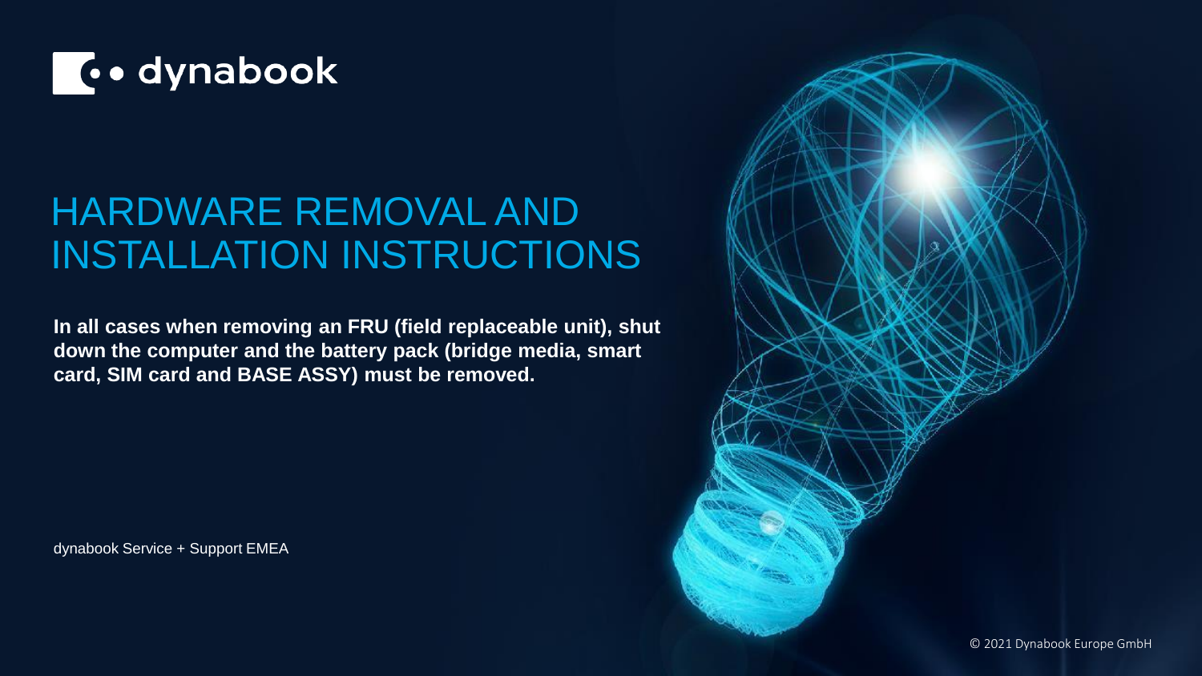dynabook

# HARDWARE REMOVAL AND INSTALLATION INSTRUCTIONS

**In all cases when removing an FRU (field replaceable unit), shut down the computer and the battery pack (bridge media, smart card, SIM card and BASE ASSY) must be removed.**

dynabook Service + Support EMEA

© 2021 Dynabook Europe GmbH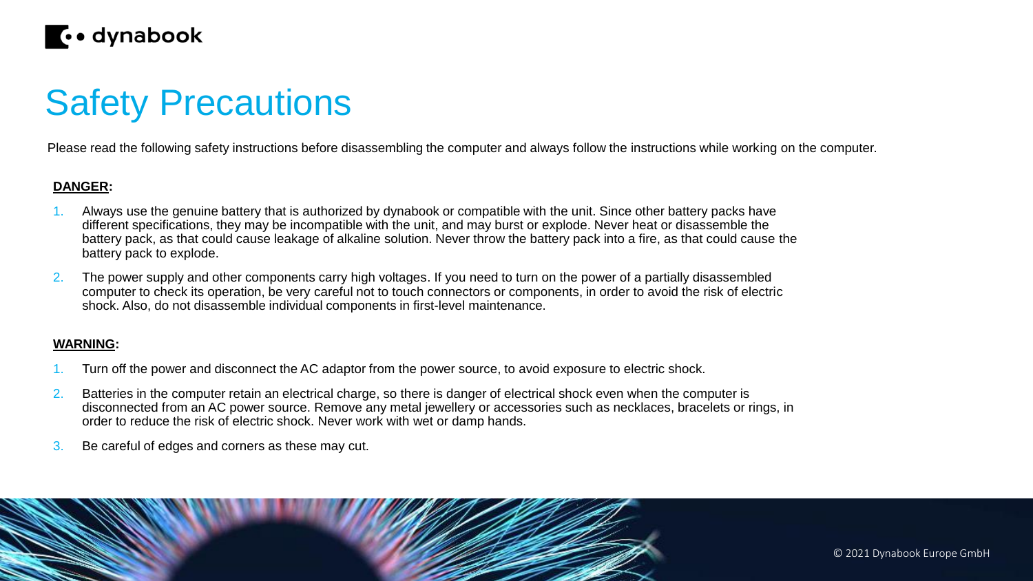# Safety Precautions

Please read the following safety instructions before disassembling the computer and always follow the instructions while working on the computer.

**DANGER:**

1. Always use the genuine battery that is authorized by dynabook or compatible with the unit. Since other battery packs have different specifications, they may be incompatible with the unit, and may burst or explode. Never heat or disassemble the battery pack, as that could cause leakage of alkaline solution. Never throw the battery pack into a fire, as that could cause the battery pack to explode.
2. The power supply and other components carry high voltages. If you need to turn on the power of a partially disassembled computer to check its operation, be very careful not to touch connectors or components, in order to avoid the risk of electric shock. Also, do not disassemble individual components in first-level maintenance.

**WARNING:**

1. Turn off the power and disconnect the AC adaptor from the power source, to avoid exposure to electric shock.
2. Batteries in the computer retain an electrical charge, so there is danger of electrical shock even when the computer is disconnected from an AC power source. Remove any metal jewellery or accessories such as necklaces, bracelets or rings, in order to reduce the risk of electric shock. Never work with wet or damp hands.
3. Be careful of edges and corners as these may cut.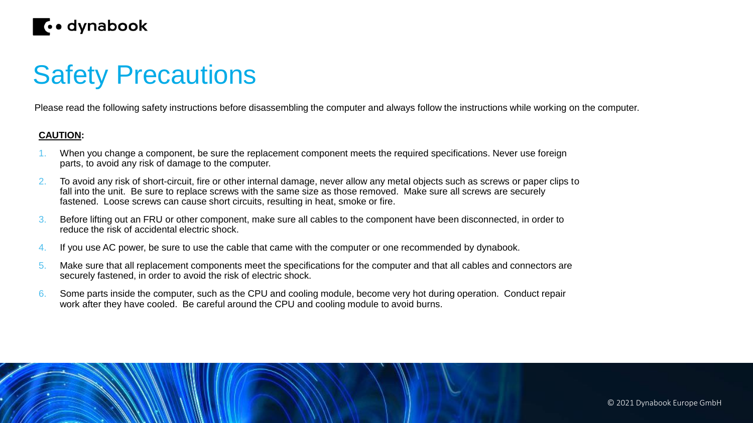# Safety Precautions

Please read the following safety instructions before disassembling the computer and always follow the instructions while working on the computer.

**CAUTION**:

1. When you change a component, be sure the replacement component meets the required specifications. Never use foreign parts, to avoid any risk of damage to the computer.
2. To avoid any risk of short-circuit, fire or other internal damage, never allow any metal objects such as screws or paper clips to fall into the unit. Be sure to replace screws with the same size as those removed. Make sure all screws are securely fastened. Loose screws can cause short circuits, resulting in heat, smoke or fire.
3. Before lifting out an FRU or other component, make sure all cables to the component have been disconnected, in order to reduce the risk of accidental electric shock.
4. If you use AC power, be sure to use the cable that came with the computer or one recommended by dynabook.
5. Make sure that all replacement components meet the specifications for the computer and that all cables and connectors are securely fastened, in order to avoid the risk of electric shock.
6. Some parts inside the computer, such as the CPU and cooling module, become very hot during operation. Conduct repair work after they have cooled. Be careful around the CPU and cooling module to avoid burns.

© 2021 Dynabook Europe GmbH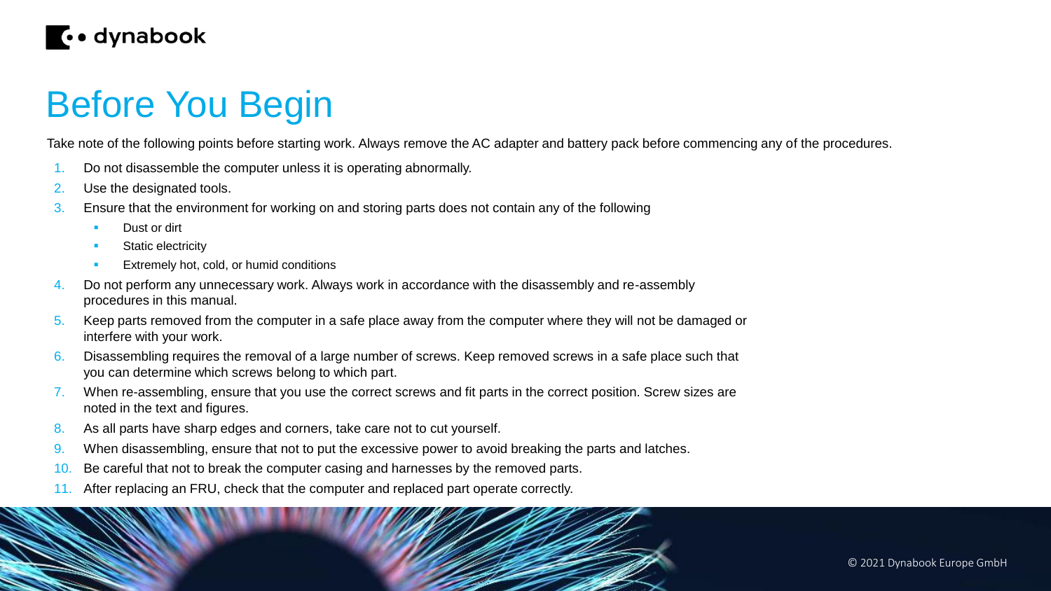# Before You Begin

Take note of the following points before starting work. Always remove the AC adapter and battery pack before commencing any of the procedures.

1. Do not disassemble the computer unless it is operating abnormally.
2. Use the designated tools.
3. Ensure that the environment for working on and storing parts does not contain any of the following
    - Dust or dirt
    - Static electricity
    - Extremely hot, cold, or humid conditions
4. Do not perform any unnecessary work. Always work in accordance with the disassembly and re-assembly procedures in this manual.
5. Keep parts removed from the computer in a safe place away from the computer where they will not be damaged or interfere with your work.
6. Disassembling requires the removal of a large number of screws. Keep removed screws in a safe place such that you can determine which screws belong to which part.
7. When re-assembling, ensure that you use the correct screws and fit parts in the correct position. Screw sizes are noted in the text and figures.
8. As all parts have sharp edges and corners, take care not to cut yourself.
9. When disassembling, ensure that not to put the excessive power to avoid breaking the parts and latches.
10. Be careful that not to break the computer casing and harnesses by the removed parts.
11. After replacing an FRU, check that the computer and replaced part operate correctly.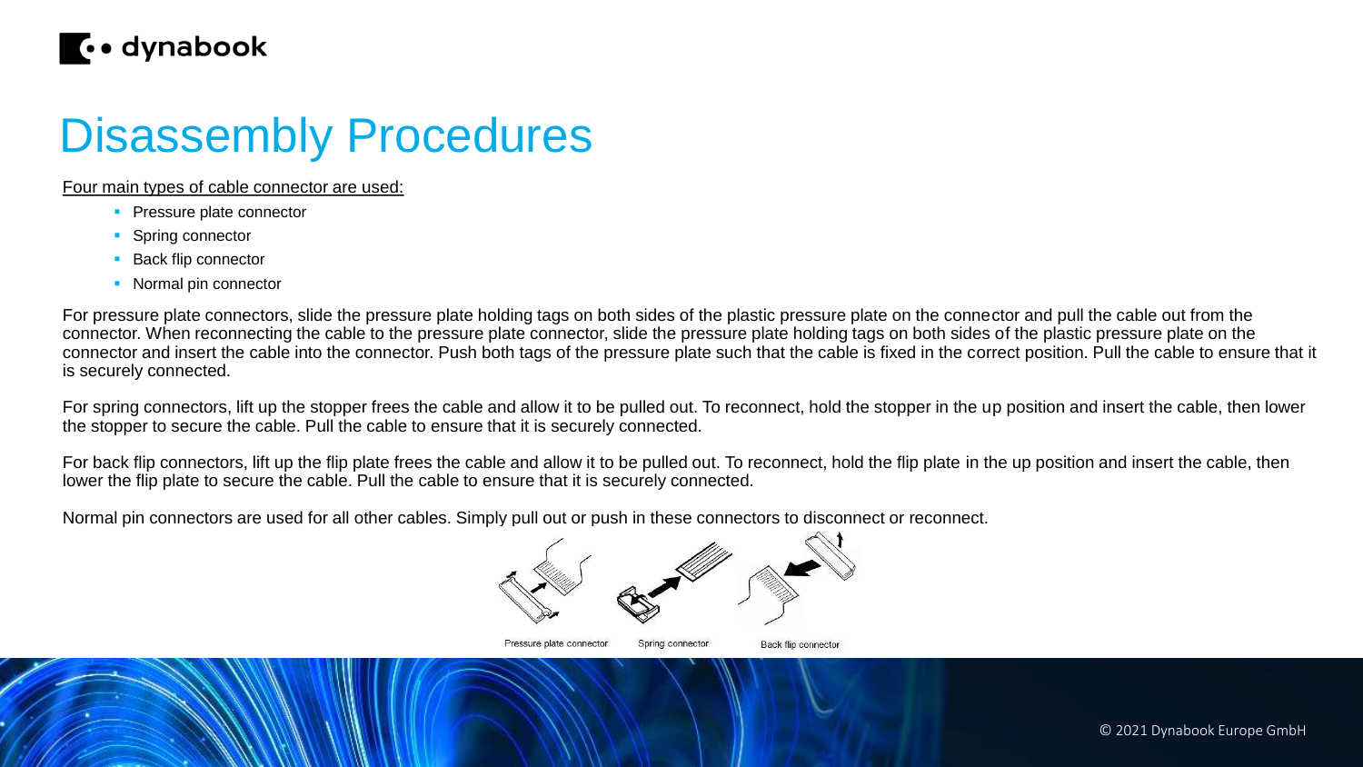# Disassembly Procedures

Four main types of cable connector are used:

- Pressure plate connector
- Spring connector
- Back flip connector
- Normal pin connector

For pressure plate connectors, slide the pressure plate holding tags on both sides of the plastic pressure plate on the connector and pull the cable out from the connector. When reconnecting the cable to the pressure plate connector, slide the pressure plate holding tags on both sides of the plastic pressure plate on the connector and insert the cable into the connector. Push both tags of the pressure plate such that the cable is fixed in the correct position. Pull the cable to ensure that it is securely connected.

For spring connectors, lift up the stopper frees the cable and allow it to be pulled out. To reconnect, hold the stopper in the up position and insert the cable, then lower the stopper to secure the cable. Pull the cable to ensure that it is securely connected.

For back flip connectors, lift up the flip plate frees the cable and allow it to be pulled out. To reconnect, hold the flip plate in the up position and insert the cable, then lower the flip plate to secure the cable. Pull the cable to ensure that it is securely connected.

Normal pin connectors are used for all other cables. Simply pull out or push in these connectors to disconnect or reconnect.

Pressure plate connector    Spring connector    Back flip connector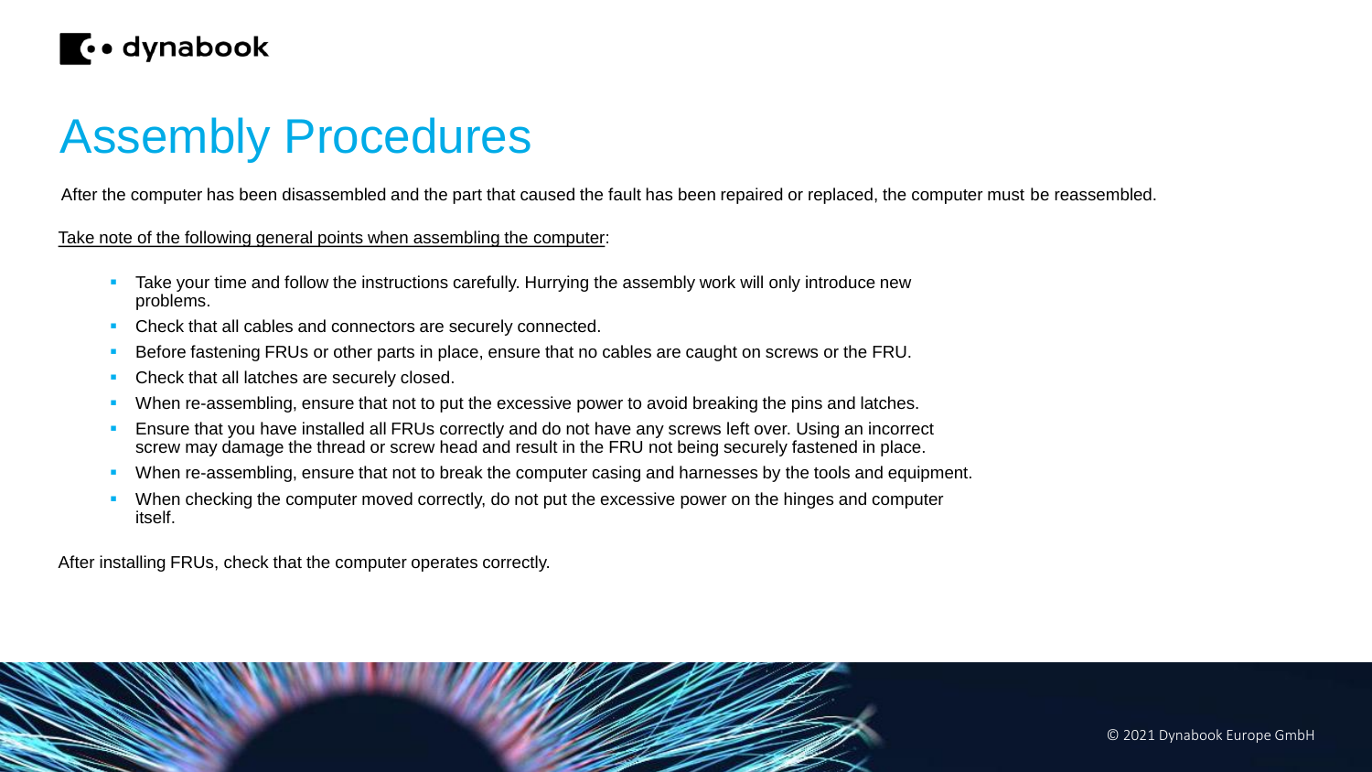# Assembly Procedures

After the computer has been disassembled and the part that caused the fault has been repaired or replaced, the computer must be reassembled.

Take note of the following general points when assembling the computer:

- Take your time and follow the instructions carefully. Hurrying the assembly work will only introduce new problems.
- Check that all cables and connectors are securely connected.
- Before fastening FRUs or other parts in place, ensure that no cables are caught on screws or the FRU.
- Check that all latches are securely closed.
- When re-assembling, ensure that not to put the excessive power to avoid breaking the pins and latches.
- Ensure that you have installed all FRUs correctly and do not have any screws left over. Using an incorrect screw may damage the thread or screw head and result in the FRU not being securely fastened in place.
- When re-assembling, ensure that not to break the computer casing and harnesses by the tools and equipment.
- When checking the computer moved correctly, do not put the excessive power on the hinges and computer itself.

After installing FRUs, check that the computer operates correctly.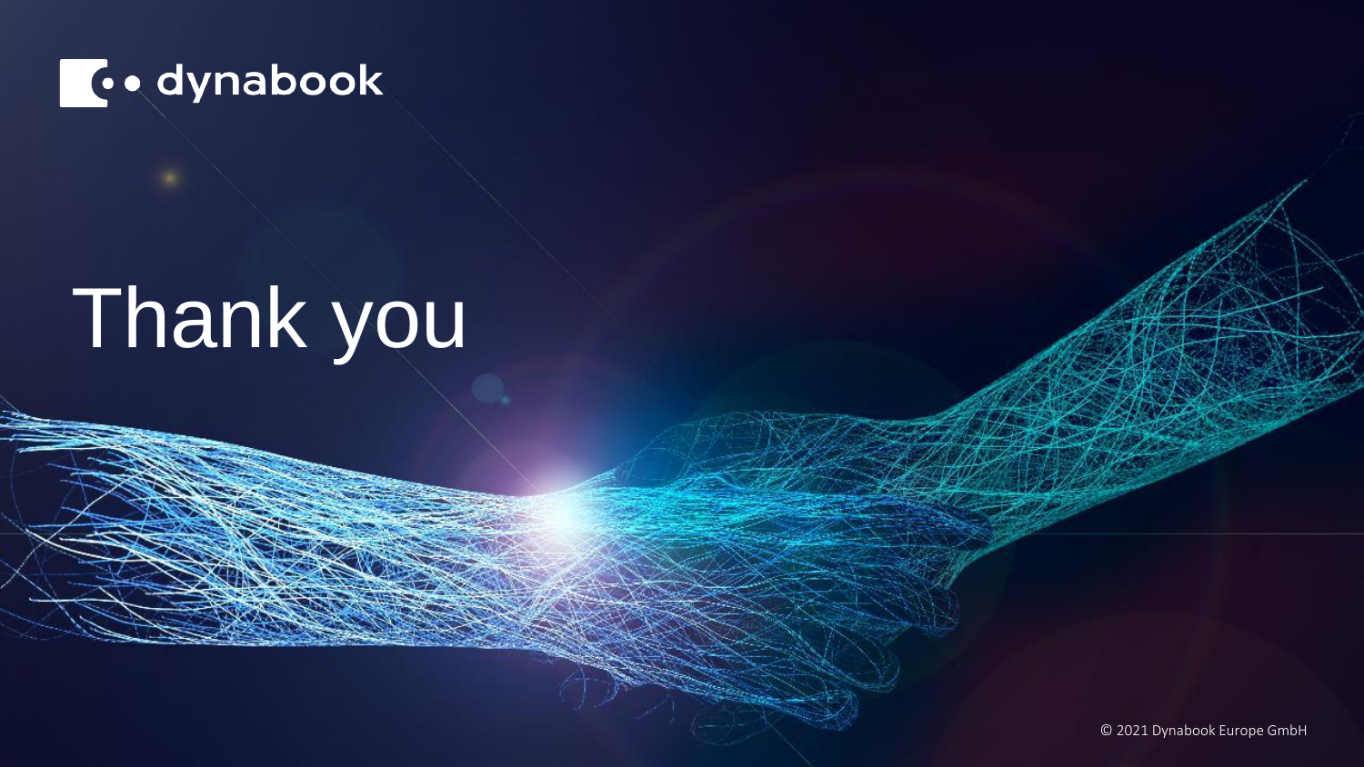dynabook

# Thank you

© 2021 Dynabook Europe GmbH